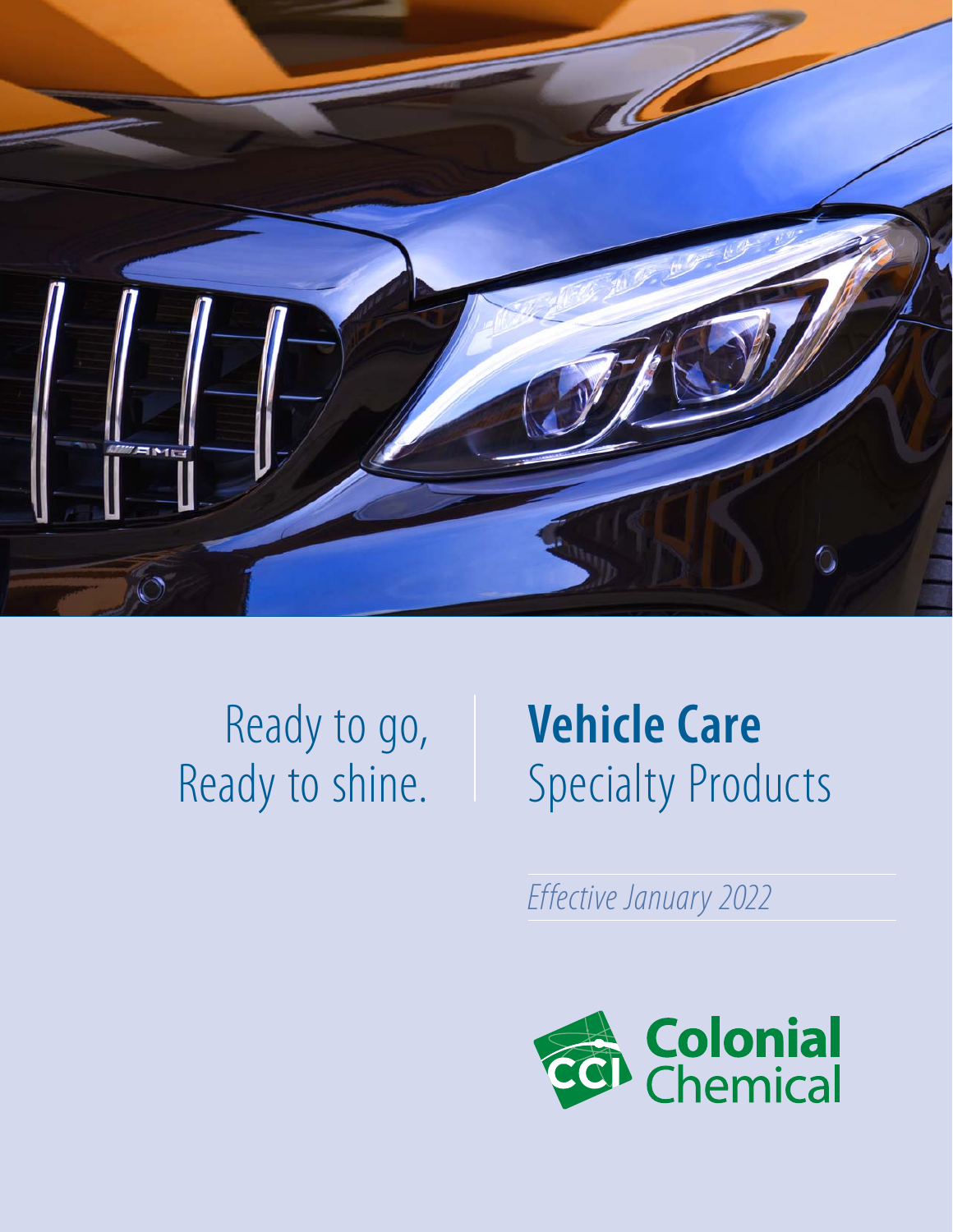Ready to go,
Ready to shine.

# **Vehicle Care** Specialty Products

*Effective January 2022*

Colonial Chemical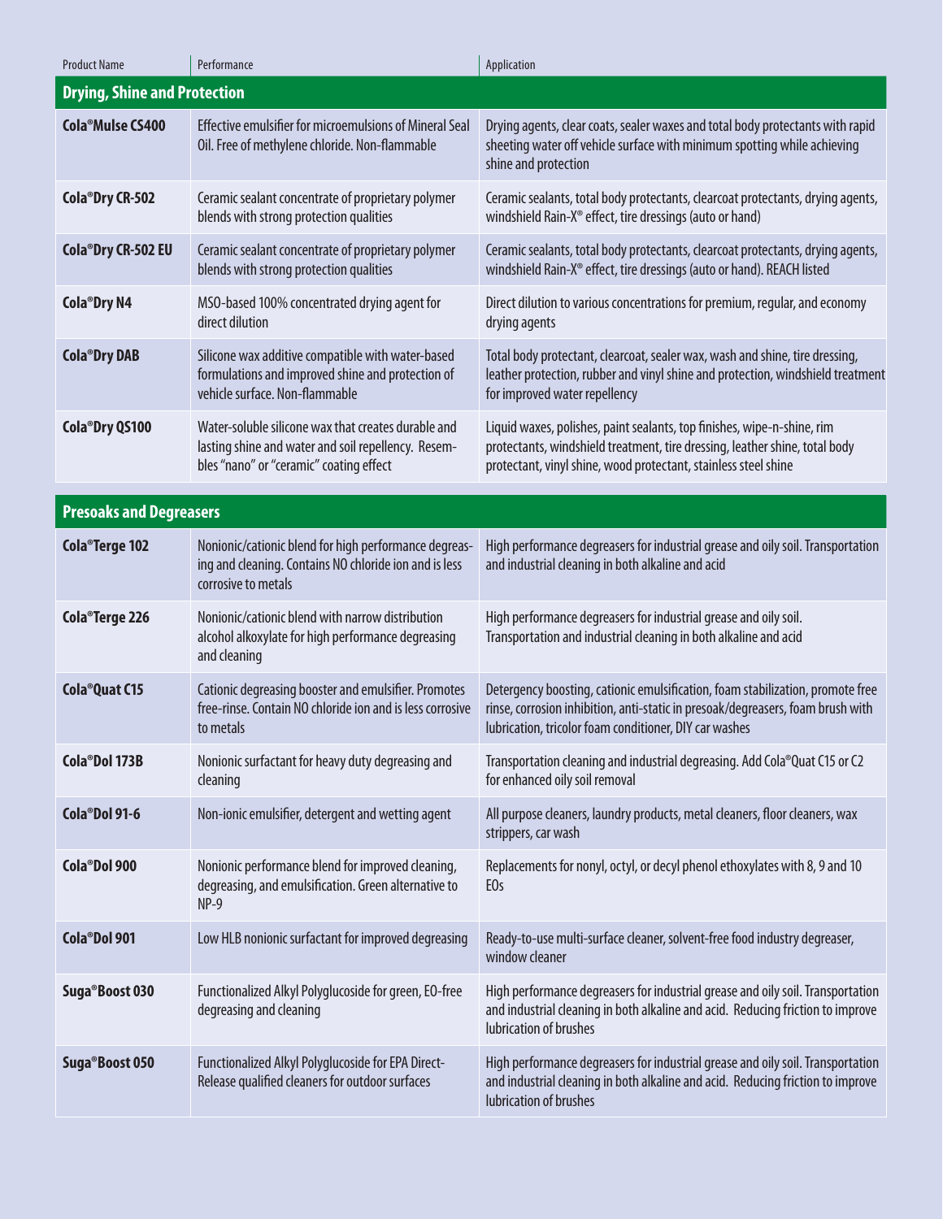| Product Name | Performance | Application |
|---|---|---|
| **Drying, Shine and Protection** | | |
| **Cola®Mulse CS400** | Effective emulsifier for microemulsions of Mineral Seal Oil. Free of methylene chloride. Non-flammable | Drying agents, clear coats, sealer waxes and total body protectants with rapid sheeting water off vehicle surface with minimum spotting while achieving shine and protection |
| **Cola®Dry CR-502** | Ceramic sealant concentrate of proprietary polymer blends with strong protection qualities | Ceramic sealants, total body protectants, clearcoat protectants, drying agents, windshield Rain-X® effect, tire dressings (auto or hand) |
| **Cola®Dry CR-502 EU** | Ceramic sealant concentrate of proprietary polymer blends with strong protection qualities | Ceramic sealants, total body protectants, clearcoat protectants, drying agents, windshield Rain-X® effect, tire dressings (auto or hand). REACH listed |
| **Cola®Dry N4** | MSO-based 100% concentrated drying agent for direct dilution | Direct dilution to various concentrations for premium, regular, and economy drying agents |
| **Cola®Dry DAB** | Silicone wax additive compatible with water-based formulations and improved shine and protection of vehicle surface. Non-flammable | Total body protectant, clearcoat, sealer wax, wash and shine, tire dressing, leather protection, rubber and vinyl shine and protection, windshield treatment for improved water repellency |
| **Cola®Dry QS100** | Water-soluble silicone wax that creates durable and lasting shine and water and soil repellency. Resembles "nano" or "ceramic" coating effect | Liquid waxes, polishes, paint sealants, top finishes, wipe-n-shine, rim protectants, windshield treatment, tire dressing, leather shine, total body protectant, vinyl shine, wood protectant, stainless steel shine |
| **Presoaks and Degreasers** | | |
| **Cola®Terge 102** | Nonionic/cationic blend for high performance degreasing and cleaning. Contains NO chloride ion and is less corrosive to metals | High performance degreasers for industrial grease and oily soil. Transportation and industrial cleaning in both alkaline and acid |
| **Cola®Terge 226** | Nonionic/cationic blend with narrow distribution alcohol alkoxylate for high performance degreasing and cleaning | High performance degreasers for industrial grease and oily soil. Transportation and industrial cleaning in both alkaline and acid |
| **Cola®Quat C15** | Cationic degreasing booster and emulsifier. Promotes free-rinse. Contain NO chloride ion and is less corrosive to metals | Detergency boosting, cationic emulsification, foam stabilization, promote free rinse, corrosion inhibition, anti-static in presoak/degreasers, foam brush with lubrication, tricolor foam conditioner, DIY car washes |
| **Cola®Dol 173B** | Nonionic surfactant for heavy duty degreasing and cleaning | Transportation cleaning and industrial degreasing. Add Cola®Quat C15 or C2 for enhanced oily soil removal |
| **Cola®Dol 91-6** | Non-ionic emulsifier, detergent and wetting agent | All purpose cleaners, laundry products, metal cleaners, floor cleaners, wax strippers, car wash |
| **Cola®Dol 900** | Nonionic performance blend for improved cleaning, degreasing, and emulsification. Green alternative to NP-9 | Replacements for nonyl, octyl, or decyl phenol ethoxylates with 8, 9 and 10 EOs |
| **Cola®Dol 901** | Low HLB nonionic surfactant for improved degreasing | Ready-to-use multi-surface cleaner, solvent-free food industry degreaser, window cleaner |
| **Suga®Boost 030** | Functionalized Alkyl Polyglucoside for green, EO-free degreasing and cleaning | High performance degreasers for industrial grease and oily soil. Transportation and industrial cleaning in both alkaline and acid. Reducing friction to improve lubrication of brushes |
| **Suga®Boost 050** | Functionalized Alkyl Polyglucoside for EPA Direct-Release qualified cleaners for outdoor surfaces | High performance degreasers for industrial grease and oily soil. Transportation and industrial cleaning in both alkaline and acid. Reducing friction to improve lubrication of brushes |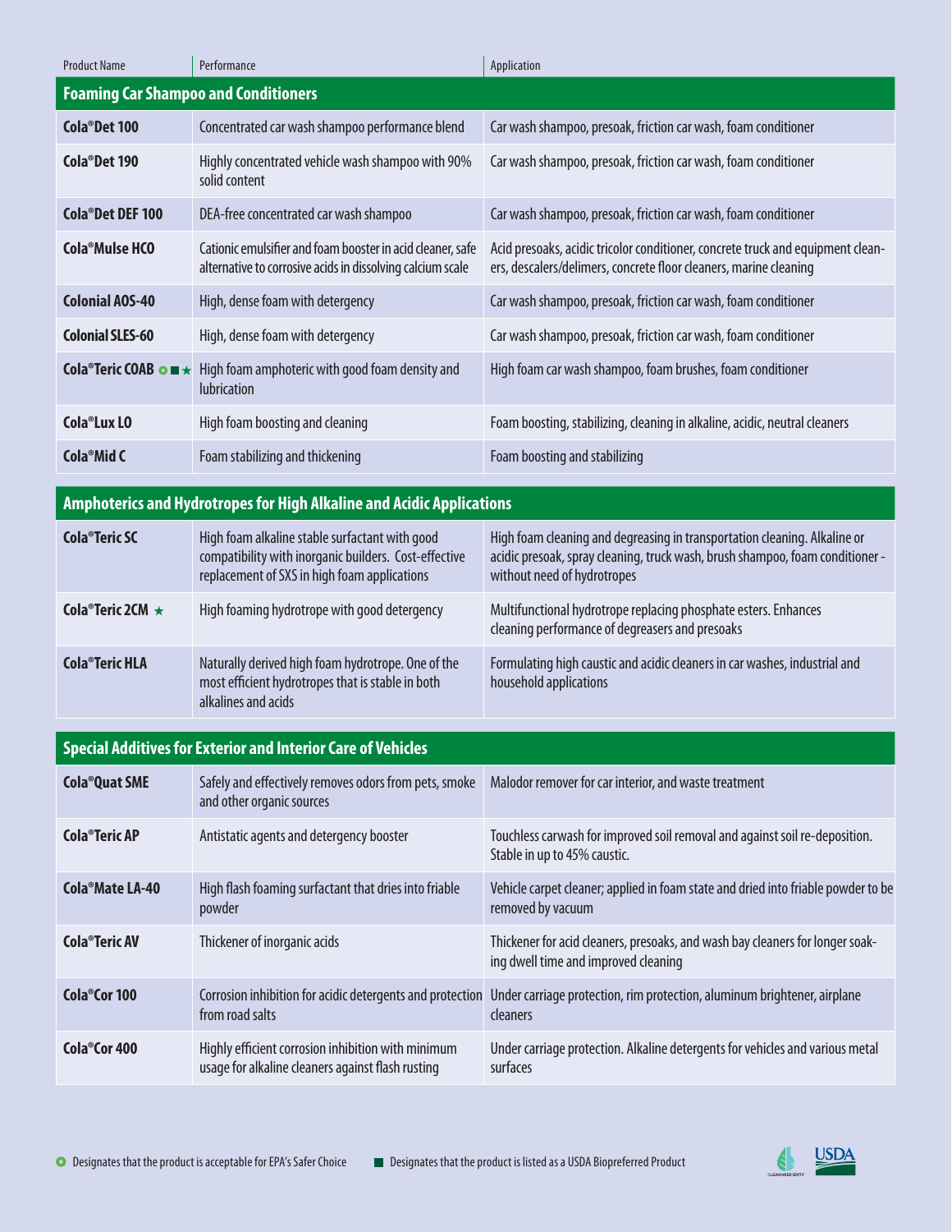| Product Name | Performance | Application |
|---|---|---|
| **Foaming Car Shampoo and Conditioners** | | |
| **Cola®Det 100** | Concentrated car wash shampoo performance blend | Car wash shampoo, presoak, friction car wash, foam conditioner |
| **Cola®Det 190** | Highly concentrated vehicle wash shampoo with 90% solid content | Car wash shampoo, presoak, friction car wash, foam conditioner |
| **Cola®Det DEF 100** | DEA-free concentrated car wash shampoo | Car wash shampoo, presoak, friction car wash, foam conditioner |
| **Cola®Mulse HCO** | Cationic emulsifier and foam booster in acid cleaner, safe alternative to corrosive acids in dissolving calcium scale | Acid presoaks, acidic tricolor conditioner, concrete truck and equipment cleaners, descalers/delimers, concrete floor cleaners, marine cleaning |
| **Colonial AOS-40** | High, dense foam with detergency | Car wash shampoo, presoak, friction car wash, foam conditioner |
| **Colonial SLES-60** | High, dense foam with detergency | Car wash shampoo, presoak, friction car wash, foam conditioner |
| **Cola®Teric COAB** ● ■ ★ | High foam amphoteric with good foam density and lubrication | High foam car wash shampoo, foam brushes, foam conditioner |
| **Cola®Lux LO** | High foam boosting and cleaning | Foam boosting, stabilizing, cleaning in alkaline, acidic, neutral cleaners |
| **Cola®Mid C** | Foam stabilizing and thickening | Foam boosting and stabilizing |
| **Amphoterics and Hydrotropes for High Alkaline and Acidic Applications** | | |
| **Cola®Teric SC** | High foam alkaline stable surfactant with good compatibility with inorganic builders. Cost-effective replacement of SXS in high foam applications | High foam cleaning and degreasing in transportation cleaning. Alkaline or acidic presoak, spray cleaning, truck wash, brush shampoo, foam conditioner - without need of hydrotropes |
| **Cola®Teric 2CM** ★ | High foaming hydrotrope with good detergency | Multifunctional hydrotrope replacing phosphate esters. Enhances cleaning performance of degreasers and presoaks |
| **Cola®Teric HLA** | Naturally derived high foam hydrotrope. One of the most efficient hydrotropes that is stable in both alkalines and acids | Formulating high caustic and acidic cleaners in car washes, industrial and household applications |
| **Special Additives for Exterior and Interior Care of Vehicles** | | |
| **Cola®Quat SME** | Safely and effectively removes odors from pets, smoke and other organic sources | Malodor remover for car interior, and waste treatment |
| **Cola®Teric AP** | Antistatic agents and detergency booster | Touchless carwash for improved soil removal and against soil re-deposition. Stable in up to 45% caustic. |
| **Cola®Mate LA-40** | High flash foaming surfactant that dries into friable powder | Vehicle carpet cleaner; applied in foam state and dried into friable powder to be removed by vacuum |
| **Cola®Teric AV** | Thickener of inorganic acids | Thickener for acid cleaners, presoaks, and wash bay cleaners for longer soaking dwell time and improved cleaning |
| **Cola®Cor 100** | Corrosion inhibition for acidic detergents and protection from road salts | Under carriage protection, rim protection, aluminum brightener, airplane cleaners |
| **Cola®Cor 400** | Highly efficient corrosion inhibition with minimum usage for alkaline cleaners against flash rusting | Under carriage protection. Alkaline detergents for vehicles and various metal surfaces |

● Designates that the product is acceptable for EPA's Safer Choice

■ Designates that the product is listed as a USDA Biopreferred Product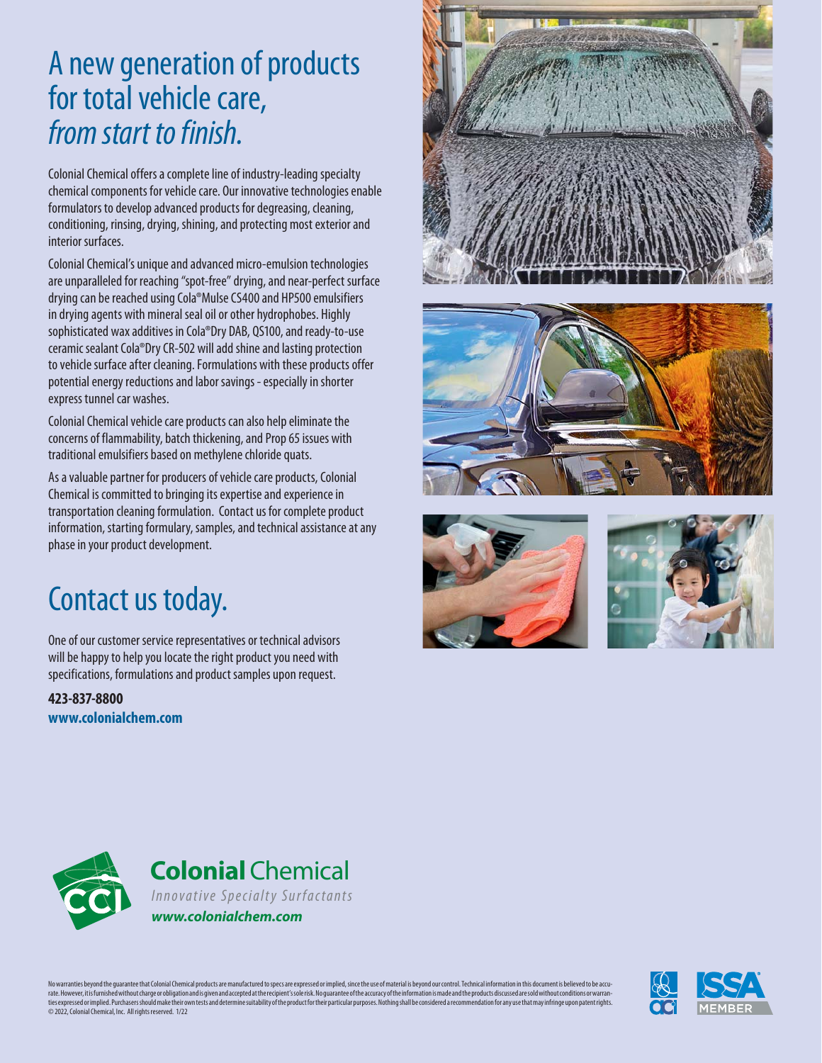# A new generation of products for total vehicle care, *from start to finish.*

Colonial Chemical offers a complete line of industry-leading specialty chemical components for vehicle care. Our innovative technologies enable formulators to develop advanced products for degreasing, cleaning, conditioning, rinsing, drying, shining, and protecting most exterior and interior surfaces.

Colonial Chemical's unique and advanced micro-emulsion technologies are unparalleled for reaching "spot-free" drying, and near-perfect surface drying can be reached using Cola®Mulse CS400 and HP500 emulsifiers in drying agents with mineral seal oil or other hydrophobes. Highly sophisticated wax additives in Cola®Dry DAB, QS100, and ready-to-use ceramic sealant Cola®Dry CR-502 will add shine and lasting protection to vehicle surface after cleaning. Formulations with these products offer potential energy reductions and labor savings - especially in shorter express tunnel car washes.

Colonial Chemical vehicle care products can also help eliminate the concerns of flammability, batch thickening, and Prop 65 issues with traditional emulsifiers based on methylene chloride quats.

As a valuable partner for producers of vehicle care products, Colonial Chemical is committed to bringing its expertise and experience in transportation cleaning formulation. Contact us for complete product information, starting formulary, samples, and technical assistance at any phase in your product development.

## Contact us today.

One of our customer service representatives or technical advisors will be happy to help you locate the right product you need with specifications, formulations and product samples upon request.

**423-837-8800**
**www.colonialchem.com**

**Colonial** Chemical
*Innovative Specialty Surfactants*
***www.colonialchem.com***

No warranties beyond the guarantee that Colonial Chemical products are manufactured to specs are expressed or implied, since the use of material is beyond our control. Technical information in this document is believed to be accurate. However, it is furnished without charge or obligation and is given and accepted at the recipient's sole risk. No guarantee of the accuracy of the information is made and the products discussed are sold without conditions or warranties expressed or implied. Purchasers should make their own tests and determine suitability of the product for their particular purposes. Nothing shall be considered a recommendation for any use that may infringe upon patent rights.
© 2022, Colonial Chemical, Inc. All rights reserved. 1/22

ISSA MEMBER